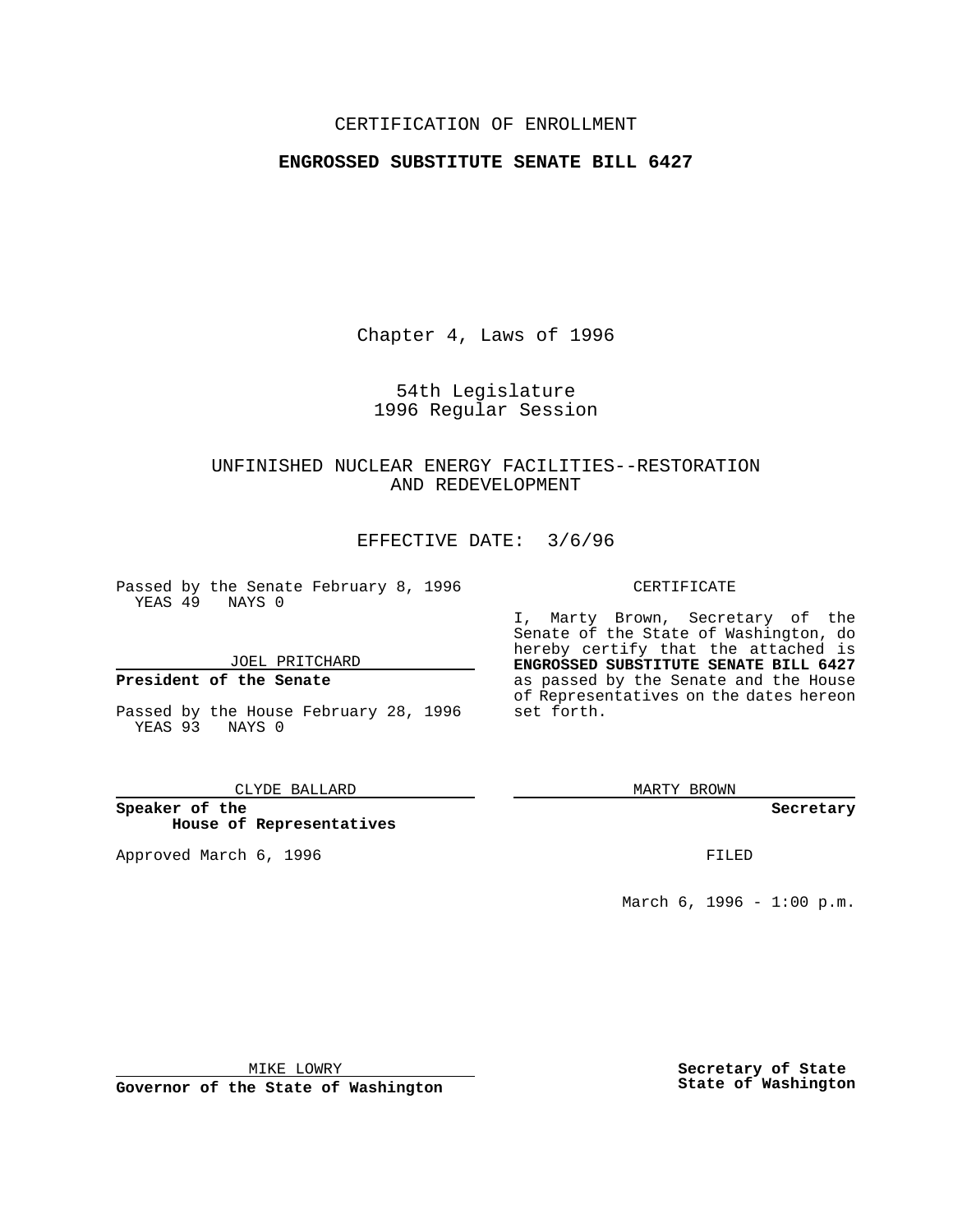CERTIFICATION OF ENROLLMENT

**ENGROSSED SUBSTITUTE SENATE BILL 6427**

Chapter 4, Laws of 1996

54th Legislature
1996 Regular Session

UNFINISHED NUCLEAR ENERGY FACILITIES--RESTORATION AND REDEVELOPMENT

EFFECTIVE DATE: 3/6/96

Passed by the Senate February 8, 1996
YEAS 49 NAYS 0

JOEL PRITCHARD

**President of the Senate**

Passed by the House February 28, 1996
YEAS 93 NAYS 0

CLYDE BALLARD

**Speaker of the House of Representatives**

Approved March 6, 1996

MIKE LOWRY

**Governor of the State of Washington**

CERTIFICATE

I, Marty Brown, Secretary of the Senate of the State of Washington, do hereby certify that the attached is **ENGROSSED SUBSTITUTE SENATE BILL 6427** as passed by the Senate and the House of Representatives on the dates hereon set forth.

MARTY BROWN

**Secretary**

FILED

March 6, 1996 - 1:00 p.m.

**Secretary of State**
**State of Washington**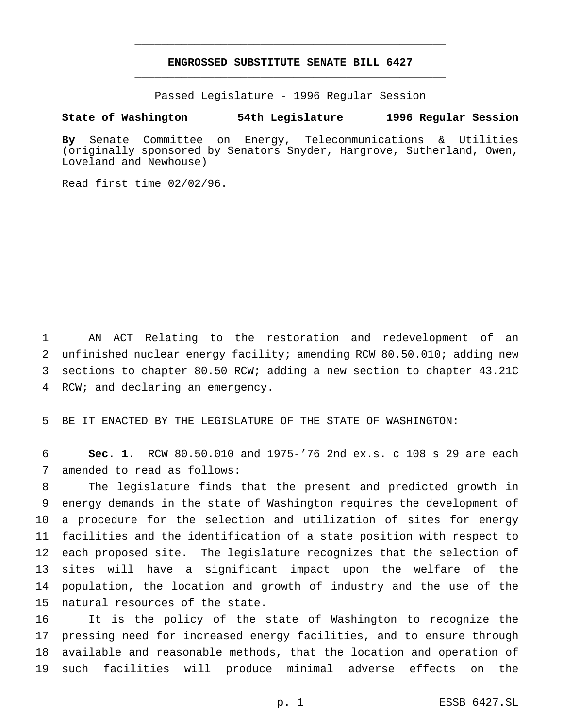# ENGROSSED SUBSTITUTE SENATE BILL 6427

Passed Legislature - 1996 Regular Session

**State of Washington 54th Legislature 1996 Regular Session**

**By** Senate Committee on Energy, Telecommunications & Utilities (originally sponsored by Senators Snyder, Hargrove, Sutherland, Owen, Loveland and Newhouse)

Read first time 02/02/96.

1 AN ACT Relating to the restoration and redevelopment of an
2 unfinished nuclear energy facility; amending RCW 80.50.010; adding new
3 sections to chapter 80.50 RCW; adding a new section to chapter 43.21C
4 RCW; and declaring an emergency.

5 BE IT ENACTED BY THE LEGISLATURE OF THE STATE OF WASHINGTON:

6 **Sec. 1.** RCW 80.50.010 and 1975-'76 2nd ex.s. c 108 s 29 are each
7 amended to read as follows:

8 The legislature finds that the present and predicted growth in
9 energy demands in the state of Washington requires the development of
10 a procedure for the selection and utilization of sites for energy
11 facilities and the identification of a state position with respect to
12 each proposed site. The legislature recognizes that the selection of
13 sites will have a significant impact upon the welfare of the
14 population, the location and growth of industry and the use of the
15 natural resources of the state.

16 It is the policy of the state of Washington to recognize the
17 pressing need for increased energy facilities, and to ensure through
18 available and reasonable methods, that the location and operation of
19 such facilities will produce minimal adverse effects on the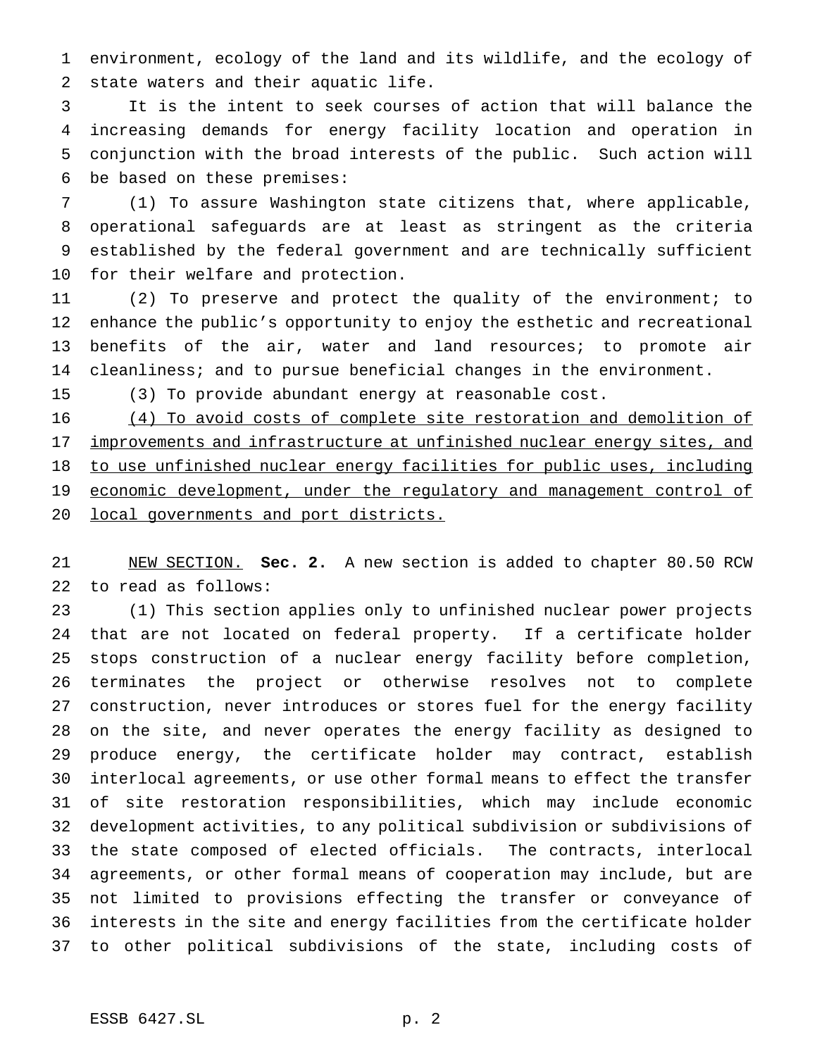environment, ecology of the land and its wildlife, and the ecology of state waters and their aquatic life.

It is the intent to seek courses of action that will balance the increasing demands for energy facility location and operation in conjunction with the broad interests of the public. Such action will be based on these premises:

(1) To assure Washington state citizens that, where applicable, operational safeguards are at least as stringent as the criteria established by the federal government and are technically sufficient for their welfare and protection.

(2) To preserve and protect the quality of the environment; to enhance the public's opportunity to enjoy the esthetic and recreational benefits of the air, water and land resources; to promote air cleanliness; and to pursue beneficial changes in the environment.

(3) To provide abundant energy at reasonable cost.

<u>(4) To avoid costs of complete site restoration and demolition of improvements and infrastructure at unfinished nuclear energy sites, and to use unfinished nuclear energy facilities for public uses, including economic development, under the regulatory and management control of local governments and port districts.</u>

<u>NEW SECTION.</u> **Sec. 2.** A new section is added to chapter 80.50 RCW to read as follows:

(1) This section applies only to unfinished nuclear power projects that are not located on federal property. If a certificate holder stops construction of a nuclear energy facility before completion, terminates the project or otherwise resolves not to complete construction, never introduces or stores fuel for the energy facility on the site, and never operates the energy facility as designed to produce energy, the certificate holder may contract, establish interlocal agreements, or use other formal means to effect the transfer of site restoration responsibilities, which may include economic development activities, to any political subdivision or subdivisions of the state composed of elected officials. The contracts, interlocal agreements, or other formal means of cooperation may include, but are not limited to provisions effecting the transfer or conveyance of interests in the site and energy facilities from the certificate holder to other political subdivisions of the state, including costs of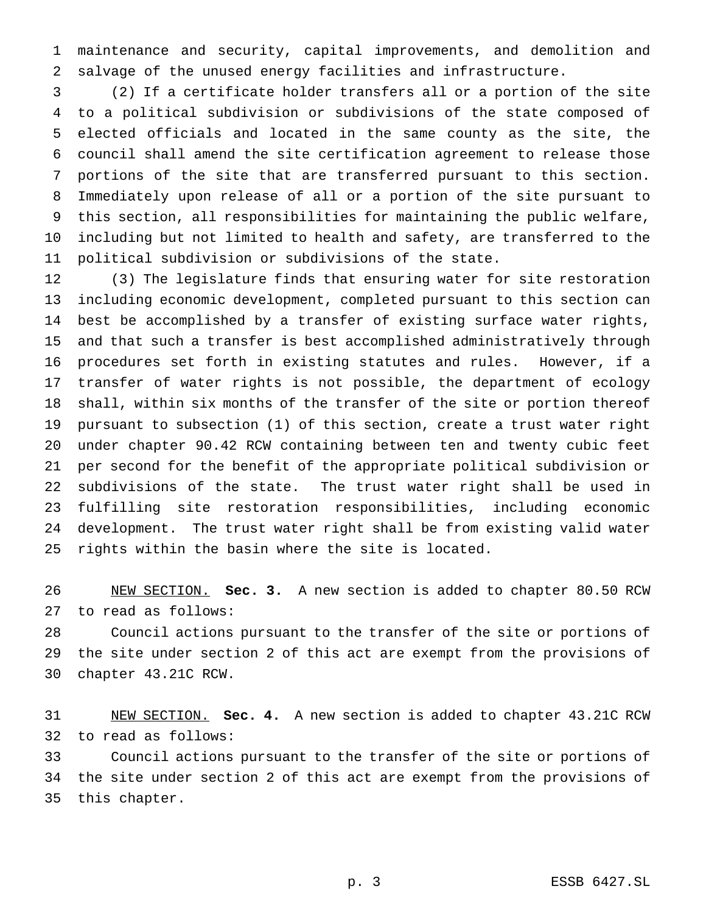maintenance and security, capital improvements, and demolition and salvage of the unused energy facilities and infrastructure.

(2) If a certificate holder transfers all or a portion of the site to a political subdivision or subdivisions of the state composed of elected officials and located in the same county as the site, the council shall amend the site certification agreement to release those portions of the site that are transferred pursuant to this section. Immediately upon release of all or a portion of the site pursuant to this section, all responsibilities for maintaining the public welfare, including but not limited to health and safety, are transferred to the political subdivision or subdivisions of the state.

(3) The legislature finds that ensuring water for site restoration including economic development, completed pursuant to this section can best be accomplished by a transfer of existing surface water rights, and that such a transfer is best accomplished administratively through procedures set forth in existing statutes and rules. However, if a transfer of water rights is not possible, the department of ecology shall, within six months of the transfer of the site or portion thereof pursuant to subsection (1) of this section, create a trust water right under chapter 90.42 RCW containing between ten and twenty cubic feet per second for the benefit of the appropriate political subdivision or subdivisions of the state. The trust water right shall be used in fulfilling site restoration responsibilities, including economic development. The trust water right shall be from existing valid water rights within the basin where the site is located.

NEW SECTION. **Sec. 3.** A new section is added to chapter 80.50 RCW to read as follows:

Council actions pursuant to the transfer of the site or portions of the site under section 2 of this act are exempt from the provisions of chapter 43.21C RCW.

NEW SECTION. **Sec. 4.** A new section is added to chapter 43.21C RCW to read as follows:

Council actions pursuant to the transfer of the site or portions of the site under section 2 of this act are exempt from the provisions of this chapter.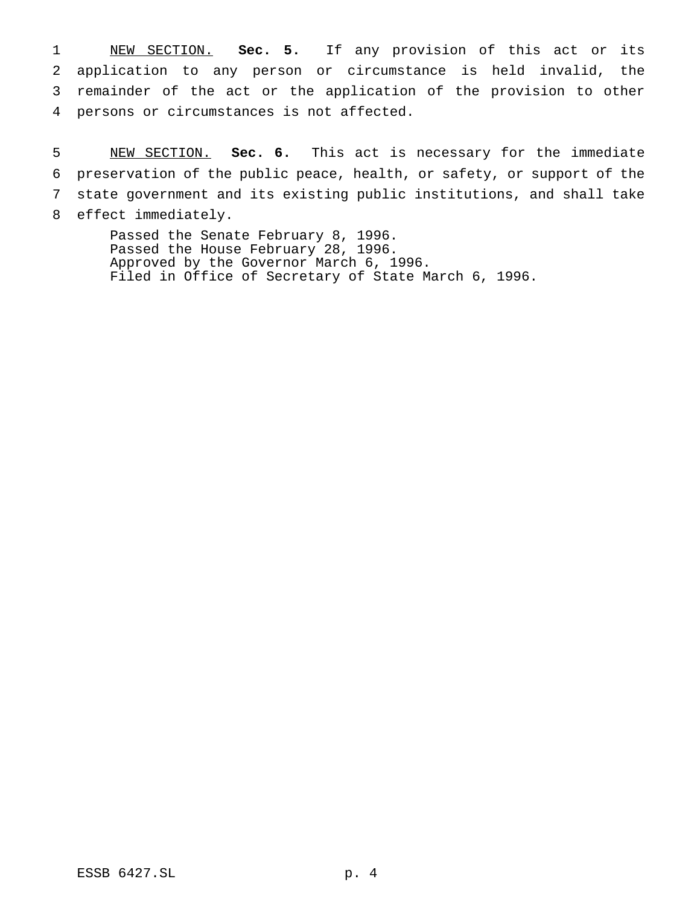NEW SECTION. **Sec. 5.** If any provision of this act or its application to any person or circumstance is held invalid, the remainder of the act or the application of the provision to other persons or circumstances is not affected.

NEW SECTION. **Sec. 6.** This act is necessary for the immediate preservation of the public peace, health, or safety, or support of the state government and its existing public institutions, and shall take effect immediately.

Passed the Senate February 8, 1996.
Passed the House February 28, 1996.
Approved by the Governor March 6, 1996.
Filed in Office of Secretary of State March 6, 1996.